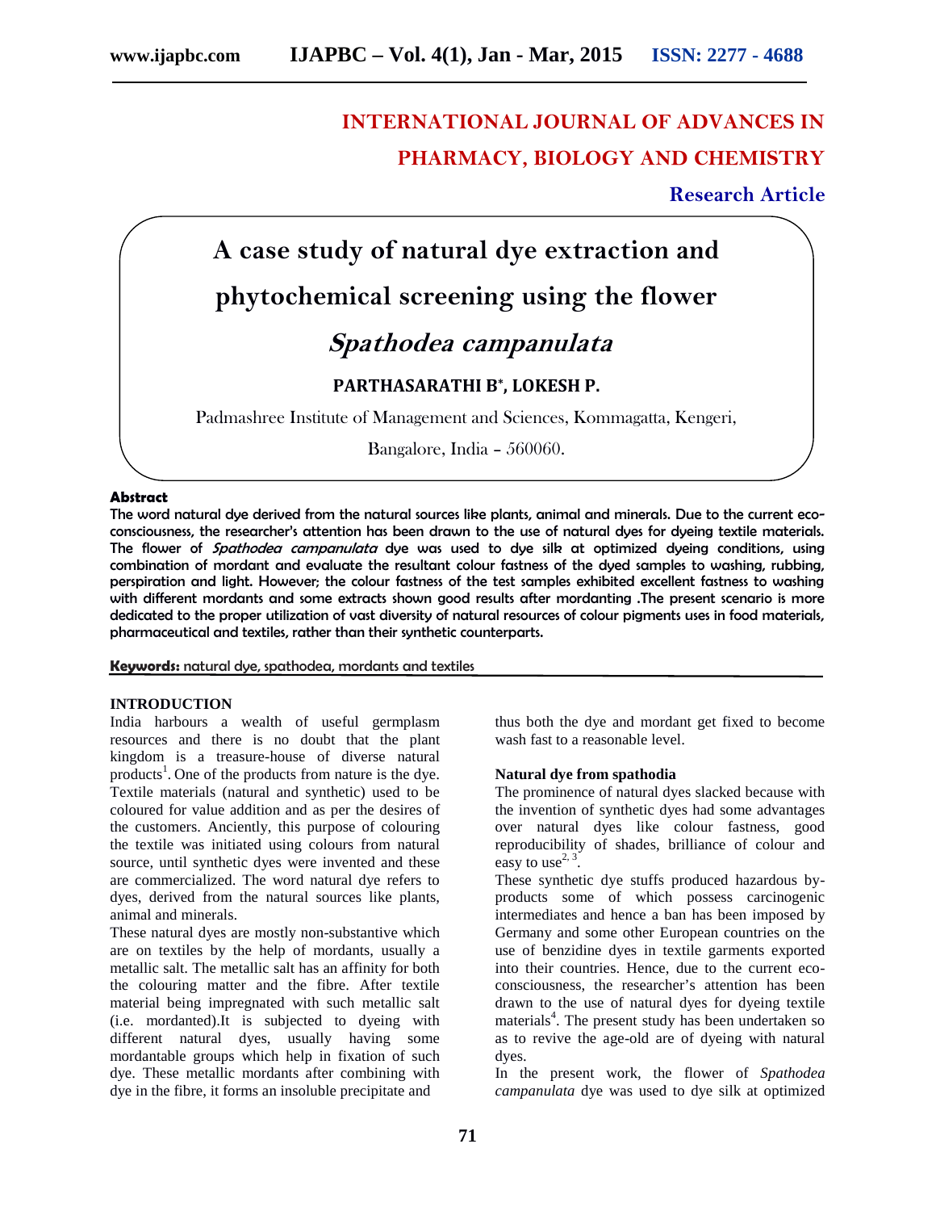# INTERNATIONAL JOURNAL OF ADVANCES IN PHARMACY, BIOLOGY AND CHEMISTRY

**Research Article**

# A case study of natural dye extraction and phytochemical screening using the flower *Spathodea campanulata*

**PARTHASARATHI B*, LOKESH P.**

Padmashree Institute of Management and Sciences, Kommagatta, Kengeri, Bangalore, India – 560060.

**Abstract**

**The word natural dye derived from the natural sources like plants, animal and minerals. Due to the current eco-consciousness, the researcher's attention has been drawn to the use of natural dyes for dyeing textile materials. The flower of *Spathodea campanulata* dye was used to dye silk at optimized dyeing conditions, using combination of mordant and evaluate the resultant colour fastness of the dyed samples to washing, rubbing, perspiration and light. However; the colour fastness of the test samples exhibited excellent fastness to washing with different mordants and some extracts shown good results after mordanting .The present scenario is more dedicated to the proper utilization of vast diversity of natural resources of colour pigments uses in food materials, pharmaceutical and textiles, rather than their synthetic counterparts.**

**Keywords:** natural dye, spathodea, mordants and textiles

## INTRODUCTION

India harbours a wealth of useful germplasm resources and there is no doubt that the plant kingdom is a treasure-house of diverse natural products[1]. One of the products from nature is the dye. Textile materials (natural and synthetic) used to be coloured for value addition and as per the desires of the customers. Anciently, this purpose of colouring the textile was initiated using colours from natural source, until synthetic dyes were invented and these are commercialized. The word natural dye refers to dyes, derived from the natural sources like plants, animal and minerals.

These natural dyes are mostly non-substantive which are on textiles by the help of mordants, usually a metallic salt. The metallic salt has an affinity for both the colouring matter and the fibre. After textile material being impregnated with such metallic salt (i.e. mordanted).It is subjected to dyeing with different natural dyes, usually having some mordantable groups which help in fixation of such dye. These metallic mordants after combining with dye in the fibre, it forms an insoluble precipitate and thus both the dye and mordant get fixed to become wash fast to a reasonable level.

### Natural dye from spathodia

The prominence of natural dyes slacked because with the invention of synthetic dyes had some advantages over natural dyes like colour fastness, good reproducibility of shades, brilliance of colour and easy to use[2, 3].

These synthetic dye stuffs produced hazardous by-products some of which possess carcinogenic intermediates and hence a ban has been imposed by Germany and some other European countries on the use of benzidine dyes in textile garments exported into their countries. Hence, due to the current eco-consciousness, the researcher's attention has been drawn to the use of natural dyes for dyeing textile materials[4]. The present study has been undertaken so as to revive the age-old are of dyeing with natural dyes.

In the present work, the flower of *Spathodea campanulata* dye was used to dye silk at optimized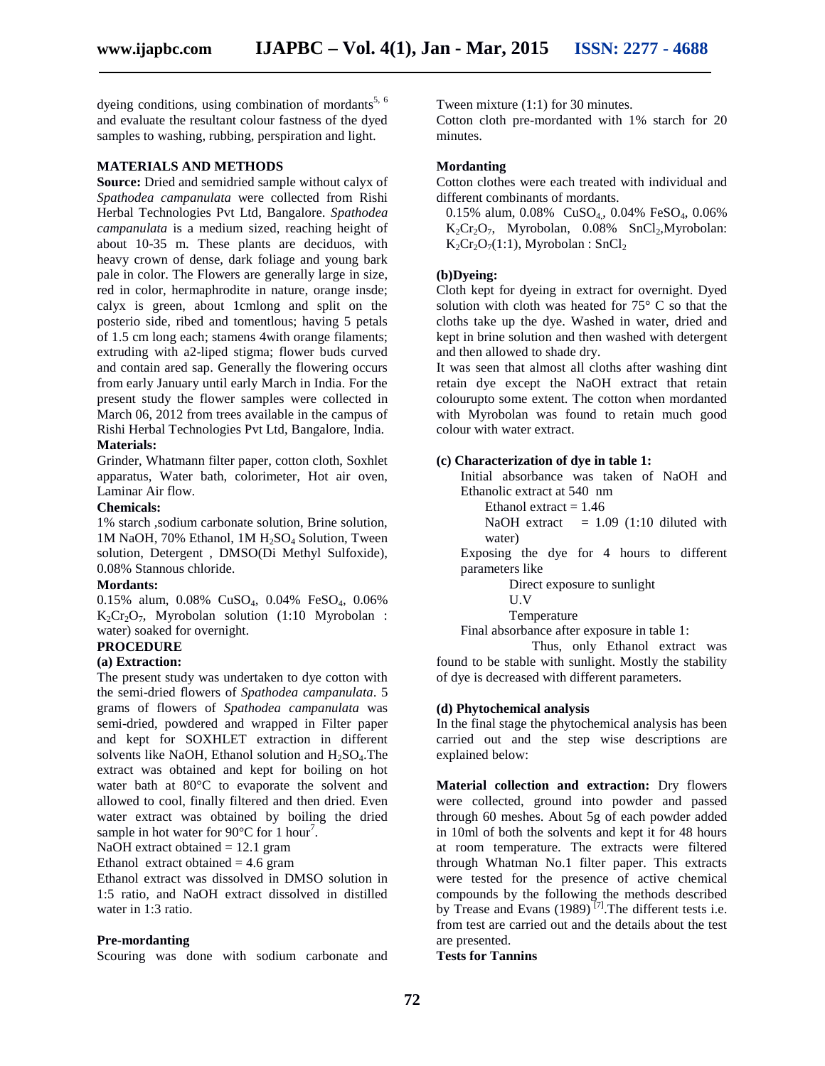dyeing conditions, using combination of mordants[5, 6] and evaluate the resultant colour fastness of the dyed samples to washing, rubbing, perspiration and light.

## MATERIALS AND METHODS

**Source:** Dried and semidried sample without calyx of *Spathodea campanulata* were collected from Rishi Herbal Technologies Pvt Ltd, Bangalore. *Spathodea campanulata* is a medium sized, reaching height of about 10-35 m. These plants are deciduos, with heavy crown of dense, dark foliage and young bark pale in color. The Flowers are generally large in size, red in color, hermaphrodite in nature, orange insde; calyx is green, about 1cmlong and split on the posterio side, ribed and tomentlous; having 5 petals of 1.5 cm long each; stamens 4with orange filaments; extruding with a2-liped stigma; flower buds curved and contain ared sap. Generally the flowering occurs from early January until early March in India. For the present study the flower samples were collected in March 06, 2012 from trees available in the campus of Rishi Herbal Technologies Pvt Ltd, Bangalore, India.

**Materials:**

Grinder, Whatmann filter paper, cotton cloth, Soxhlet apparatus, Water bath, colorimeter, Hot air oven, Laminar Air flow.

**Chemicals:**

1% starch ,sodium carbonate solution, Brine solution, 1M NaOH, 70% Ethanol, 1M $H_2SO_4$ Solution, Tween solution, Detergent , DMSO(Di Methyl Sulfoxide), 0.08% Stannous chloride.

**Mordants:**

0.15% alum, 0.08% $CuSO_4$, 0.04% $FeSO_4$, 0.06% $K_2Cr_2O_7$, Myrobolan solution (1:10 Myrobolan : water) soaked for overnight.

**PROCEDURE**

**(a) Extraction:**

The present study was undertaken to dye cotton with the semi-dried flowers of *Spathodea campanulata*. 5 grams of flowers of *Spathodea campanulata* was semi-dried, powdered and wrapped in Filter paper and kept for SOXHLET extraction in different solvents like NaOH, Ethanol solution and $H_2SO_4$.The extract was obtained and kept for boiling on hot water bath at 80°C to evaporate the solvent and allowed to cool, finally filtered and then dried. Even water extract was obtained by boiling the dried sample in hot water for 90°C for 1 hour[7].

NaOH extract obtained = 12.1 gram

Ethanol extract obtained = 4.6 gram

Ethanol extract was dissolved in DMSO solution in 1:5 ratio, and NaOH extract dissolved in distilled water in 1:3 ratio.

**Pre-mordanting**

Scouring was done with sodium carbonate and Tween mixture (1:1) for 30 minutes.

Cotton cloth pre-mordanted with 1% starch for 20 minutes.

**Mordanting**

Cotton clothes were each treated with individual and different combinants of mordants.

0.15% alum, 0.08% $CuSO_4$, 0.04% $FeSO_4$, 0.06% $K_2Cr_2O_7$, Myrobolan, 0.08% $SnCl_2$,Myrobolan: $K_2Cr_2O_7$(1:1), Myrobolan : $SnCl_2$

**(b)Dyeing:**

Cloth kept for dyeing in extract for overnight. Dyed solution with cloth was heated for 75° C so that the cloths take up the dye. Washed in water, dried and kept in brine solution and then washed with detergent and then allowed to shade dry.

It was seen that almost all cloths after washing dint retain dye except the NaOH extract that retain colourupto some extent. The cotton when mordanted with Myrobolan was found to retain much good colour with water extract.

**(c) Characterization of dye in table 1:**

Initial absorbance was taken of NaOH and Ethanolic extract at 540 nm

Ethanol extract = 1.46

NaOH extract = 1.09 (1:10 diluted with water)

Exposing the dye for 4 hours to different parameters like

Direct exposure to sunlight

U.V

Temperature

Final absorbance after exposure in table 1:

Thus, only Ethanol extract was found to be stable with sunlight. Mostly the stability of dye is decreased with different parameters.

**(d) Phytochemical analysis**

In the final stage the phytochemical analysis has been carried out and the step wise descriptions are explained below:

**Material collection and extraction:** Dry flowers were collected, ground into powder and passed through 60 meshes. About 5g of each powder added in 10ml of both the solvents and kept it for 48 hours at room temperature. The extracts were filtered through Whatman No.1 filter paper. This extracts were tested for the presence of active chemical compounds by the following the methods described by Trease and Evans (1989) [7].The different tests i.e. from test are carried out and the details about the test are presented.

**Tests for Tannins**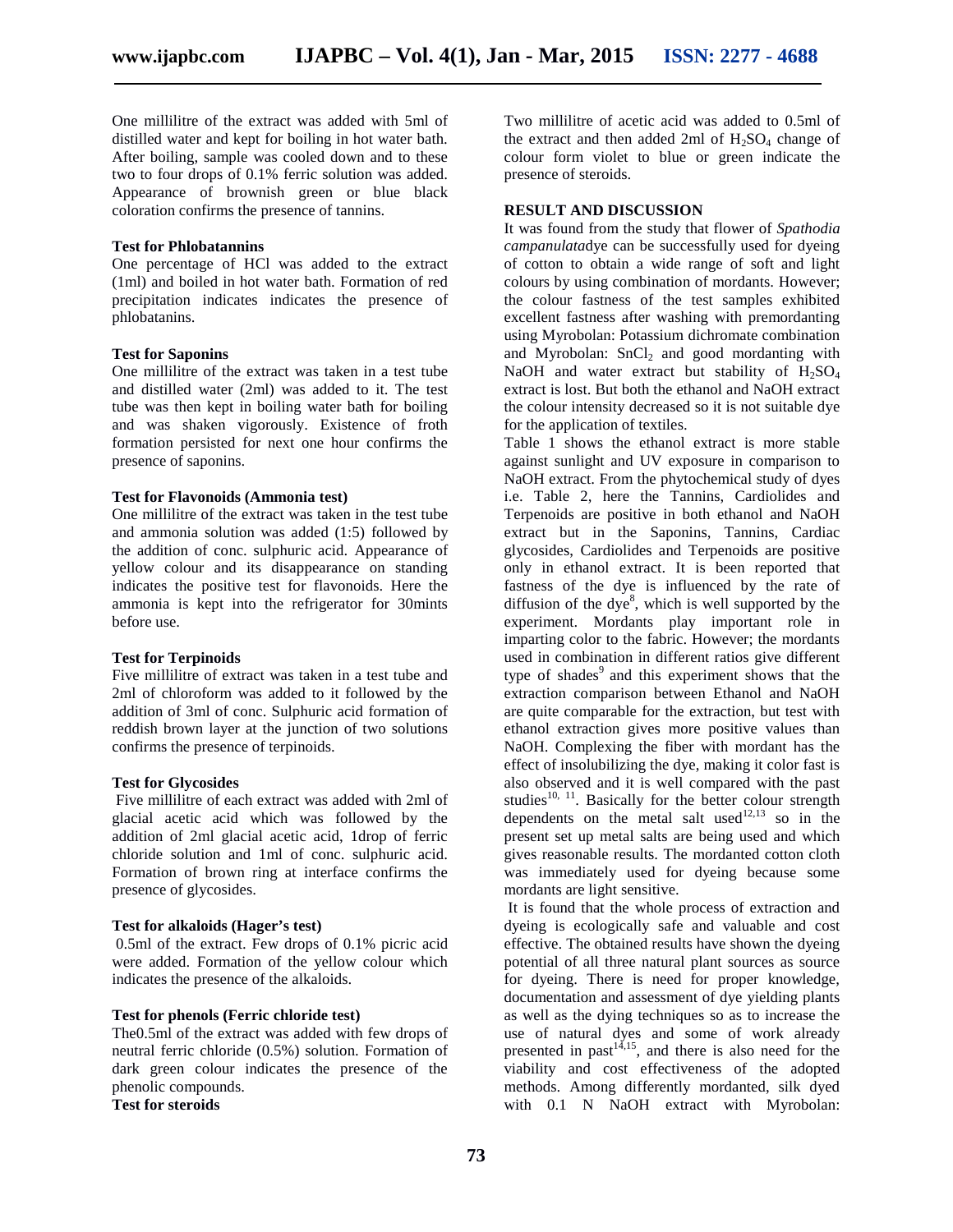One millilitre of the extract was added with 5ml of distilled water and kept for boiling in hot water bath. After boiling, sample was cooled down and to these two to four drops of 0.1% ferric solution was added. Appearance of brownish green or blue black coloration confirms the presence of tannins.

**Test for Phlobatannins**

One percentage of HCl was added to the extract (1ml) and boiled in hot water bath. Formation of red precipitation indicates indicates the presence of phlobatanins.

**Test for Saponins**

One millilitre of the extract was taken in a test tube and distilled water (2ml) was added to it. The test tube was then kept in boiling water bath for boiling and was shaken vigorously. Existence of froth formation persisted for next one hour confirms the presence of saponins.

**Test for Flavonoids (Ammonia test)**

One millilitre of the extract was taken in the test tube and ammonia solution was added (1:5) followed by the addition of conc. sulphuric acid. Appearance of yellow colour and its disappearance on standing indicates the positive test for flavonoids. Here the ammonia is kept into the refrigerator for 30mints before use.

**Test for Terpinoids**

Five millilitre of extract was taken in a test tube and 2ml of chloroform was added to it followed by the addition of 3ml of conc. Sulphuric acid formation of reddish brown layer at the junction of two solutions confirms the presence of terpinoids.

**Test for Glycosides**

Five millilitre of each extract was added with 2ml of glacial acetic acid which was followed by the addition of 2ml glacial acetic acid, 1drop of ferric chloride solution and 1ml of conc. sulphuric acid. Formation of brown ring at interface confirms the presence of glycosides.

**Test for alkaloids (Hager's test)**

0.5ml of the extract. Few drops of 0.1% picric acid were added. Formation of the yellow colour which indicates the presence of the alkaloids.

**Test for phenols (Ferric chloride test)**

The0.5ml of the extract was added with few drops of neutral ferric chloride (0.5%) solution. Formation of dark green colour indicates the presence of the phenolic compounds.

**Test for steroids**

Two millilitre of acetic acid was added to 0.5ml of the extract and then added 2ml of $H_2SO_4$ change of colour form violet to blue or green indicate the presence of steroids.

**RESULT AND DISCUSSION**

It was found from the study that flower of *Spathodia campanulata*dye can be successfully used for dyeing of cotton to obtain a wide range of soft and light colours by using combination of mordants. However; the colour fastness of the test samples exhibited excellent fastness after washing with premordanting using Myrobolan: Potassium dichromate combination and Myrobolan: $SnCl_2$ and good mordanting with NaOH and water extract but stability of $H_2SO_4$ extract is lost. But both the ethanol and NaOH extract the colour intensity decreased so it is not suitable dye for the application of textiles.

Table 1 shows the ethanol extract is more stable against sunlight and UV exposure in comparison to NaOH extract. From the phytochemical study of dyes i.e. Table 2, here the Tannins, Cardiolides and Terpenoids are positive in both ethanol and NaOH extract but in the Saponins, Tannins, Cardiac glycosides, Cardiolides and Terpenoids are positive only in ethanol extract. It is been reported that fastness of the dye is influenced by the rate of diffusion of the dye[8], which is well supported by the experiment. Mordants play important role in imparting color to the fabric. However; the mordants used in combination in different ratios give different type of shades[9] and this experiment shows that the extraction comparison between Ethanol and NaOH are quite comparable for the extraction, but test with ethanol extraction gives more positive values than NaOH. Complexing the fiber with mordant has the effect of insolubilizing the dye, making it color fast is also observed and it is well compared with the past studies[10, 11]. Basically for the better colour strength dependents on the metal salt used[12,13] so in the present set up metal salts are being used and which gives reasonable results. The mordanted cotton cloth was immediately used for dyeing because some mordants are light sensitive.

It is found that the whole process of extraction and dyeing is ecologically safe and valuable and cost effective. The obtained results have shown the dyeing potential of all three natural plant sources as source for dyeing. There is need for proper knowledge, documentation and assessment of dye yielding plants as well as the dying techniques so as to increase the use of natural dyes and some of work already presented in past[14,15], and there is also need for the viability and cost effectiveness of the adopted methods. Among differently mordanted, silk dyed with 0.1 N NaOH extract with Myrobolan: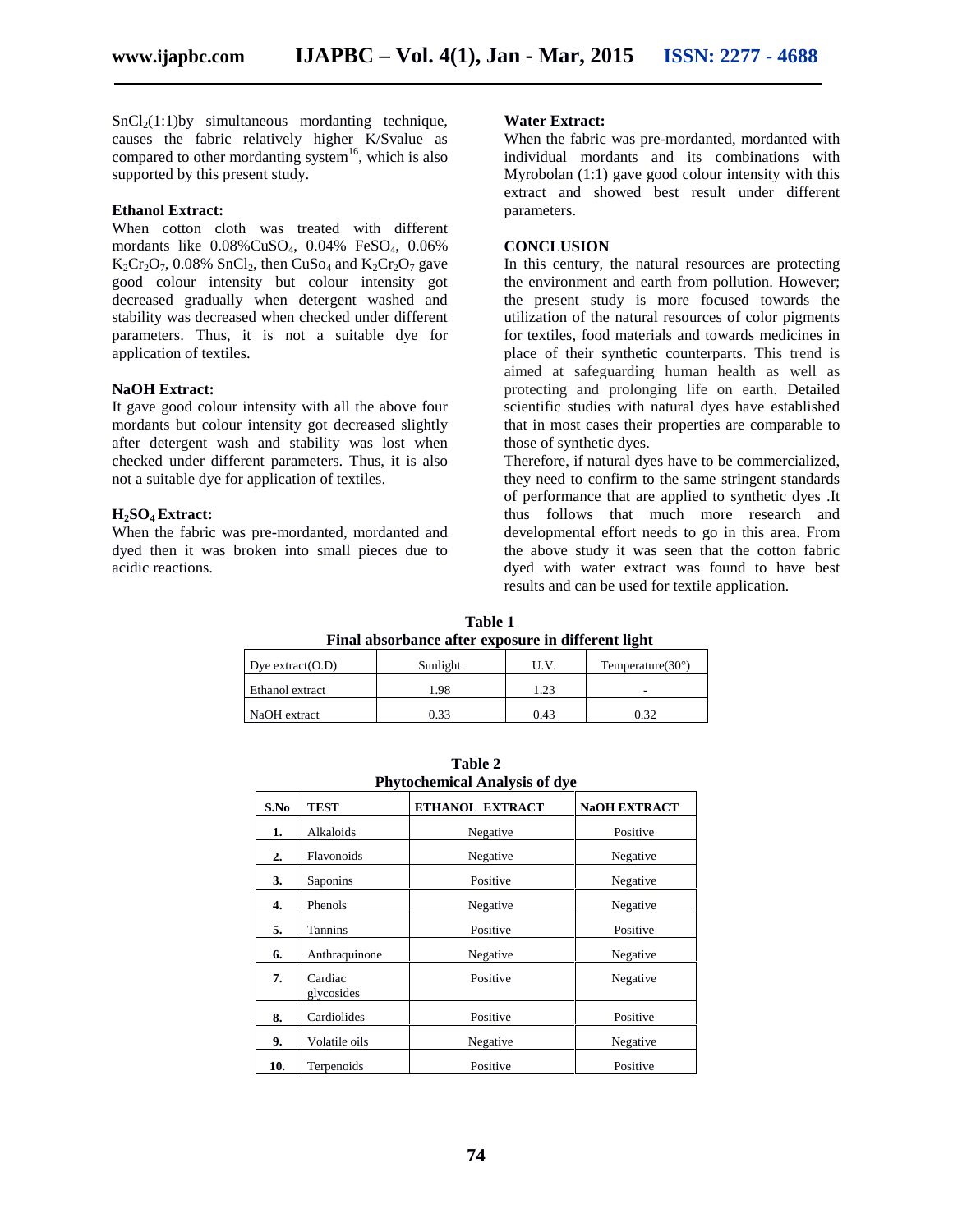$SnCl_2$(1:1)by simultaneous mordanting technique, causes the fabric relatively higher K/Svalue as compared to other mordanting system[16], which is also supported by this present study.

**Ethanol Extract:**

When cotton cloth was treated with different mordants like 0.08%$CuSO_4$, 0.04% $FeSO_4$, 0.06% $K_2Cr_2O_7$, 0.08% $SnCl_2$, then $CuSo_4$ and $K_2Cr_2O_7$ gave good colour intensity but colour intensity got decreased gradually when detergent washed and stability was decreased when checked under different parameters. Thus, it is not a suitable dye for application of textiles.

**NaOH Extract:**

It gave good colour intensity with all the above four mordants but colour intensity got decreased slightly after detergent wash and stability was lost when checked under different parameters. Thus, it is also not a suitable dye for application of textiles.

**$H_2SO_4$ Extract:**

When the fabric was pre-mordanted, mordanted and dyed then it was broken into small pieces due to acidic reactions.

**Water Extract:**

When the fabric was pre-mordanted, mordanted with individual mordants and its combinations with Myrobolan (1:1) gave good colour intensity with this extract and showed best result under different parameters.

## CONCLUSION

In this century, the natural resources are protecting the environment and earth from pollution. However; the present study is more focused towards the utilization of the natural resources of color pigments for textiles, food materials and towards medicines in place of their synthetic counterparts. This trend is aimed at safeguarding human health as well as protecting and prolonging life on earth. Detailed scientific studies with natural dyes have established that in most cases their properties are comparable to those of synthetic dyes.

Therefore, if natural dyes have to be commercialized, they need to confirm to the same stringent standards of performance that are applied to synthetic dyes .It thus follows that much more research and developmental effort needs to go in this area. From the above study it was seen that the cotton fabric dyed with water extract was found to have best results and can be used for textile application.

**Table 1**
**Final absorbance after exposure in different light**

| Dye extract(O.D) | Sunlight | U.V. | Temperature(30°) |
|---|---|---|---|
| Ethanol extract | 1.98 | 1.23 | - |
| NaOH extract | 0.33 | 0.43 | 0.32 |

**Table 2**
**Phytochemical Analysis of dye**

| S.No | TEST | ETHANOL EXTRACT | NaOH EXTRACT |
|---|---|---|---|
| 1. | Alkaloids | Negative | Positive |
| 2. | Flavonoids | Negative | Negative |
| 3. | Saponins | Positive | Negative |
| 4. | Phenols | Negative | Negative |
| 5. | Tannins | Positive | Positive |
| 6. | Anthraquinone | Negative | Negative |
| 7. | Cardiac glycosides | Positive | Negative |
| 8. | Cardiolides | Positive | Positive |
| 9. | Volatile oils | Negative | Negative |
| 10. | Terpenoids | Positive | Positive |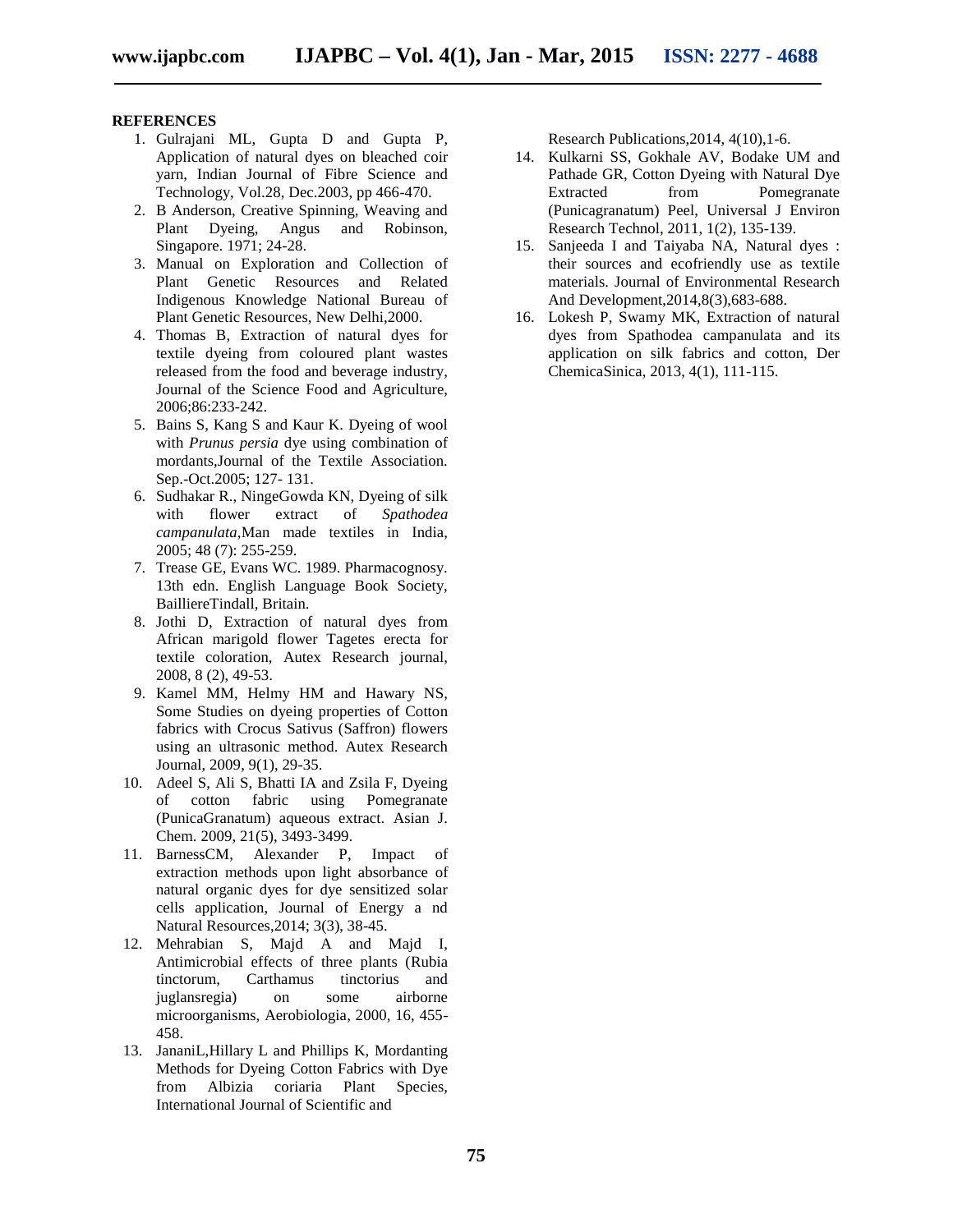**REFERENCES**

1. Gulrajani ML, Gupta D and Gupta P, Application of natural dyes on bleached coir yarn, Indian Journal of Fibre Science and Technology, Vol.28, Dec.2003, pp 466-470.
2. B Anderson, Creative Spinning, Weaving and Plant Dyeing, Angus and Robinson, Singapore. 1971; 24-28.
3. Manual on Exploration and Collection of Plant Genetic Resources and Related Indigenous Knowledge National Bureau of Plant Genetic Resources, New Delhi,2000.
4. Thomas B, Extraction of natural dyes for textile dyeing from coloured plant wastes released from the food and beverage industry, Journal of the Science Food and Agriculture, 2006;86:233-242.
5. Bains S, Kang S and Kaur K. Dyeing of wool with *Prunus persia* dye using combination of mordants,Journal of the Textile Association. Sep.-Oct.2005; 127- 131.
6. Sudhakar R., NingeGowda KN, Dyeing of silk with flower extract of *Spathodea campanulata*,Man made textiles in India, 2005; 48 (7): 255-259.
7. Trease GE, Evans WC. 1989. Pharmacognosy. 13th edn. English Language Book Society, BailliereTindall, Britain.
8. Jothi D, Extraction of natural dyes from African marigold flower Tagetes erecta for textile coloration, Autex Research journal, 2008, 8 (2), 49-53.
9. Kamel MM, Helmy HM and Hawary NS, Some Studies on dyeing properties of Cotton fabrics with Crocus Sativus (Saffron) flowers using an ultrasonic method. Autex Research Journal, 2009, 9(1), 29-35.
10. Adeel S, Ali S, Bhatti IA and Zsila F, Dyeing of cotton fabric using Pomegranate (PunicaGranatum) aqueous extract. Asian J. Chem. 2009, 21(5), 3493-3499.
11. BarnessCM, Alexander P, Impact of extraction methods upon light absorbance of natural organic dyes for dye sensitized solar cells application, Journal of Energy a nd Natural Resources,2014; 3(3), 38-45.
12. Mehrabian S, Majd A and Majd I, Antimicrobial effects of three plants (Rubia tinctorum, Carthamus tinctorius and juglansregia) on some airborne microorganisms, Aerobiologia, 2000, 16, 455-458.
13. JananiL,Hillary L and Phillips K, Mordanting Methods for Dyeing Cotton Fabrics with Dye from Albizia coriaria Plant Species, International Journal of Scientific and Research Publications,2014, 4(10),1-6.
14. Kulkarni SS, Gokhale AV, Bodake UM and Pathade GR, Cotton Dyeing with Natural Dye Extracted from Pomegranate (Punicagranatum) Peel, Universal J Environ Research Technol, 2011, 1(2), 135-139.
15. Sanjeeda I and Taiyaba NA, Natural dyes : their sources and ecofriendly use as textile materials. Journal of Environmental Research And Development,2014,8(3),683-688.
16. Lokesh P, Swamy MK, Extraction of natural dyes from Spathodea campanulata and its application on silk fabrics and cotton, Der ChemicaSinica, 2013, 4(1), 111-115.